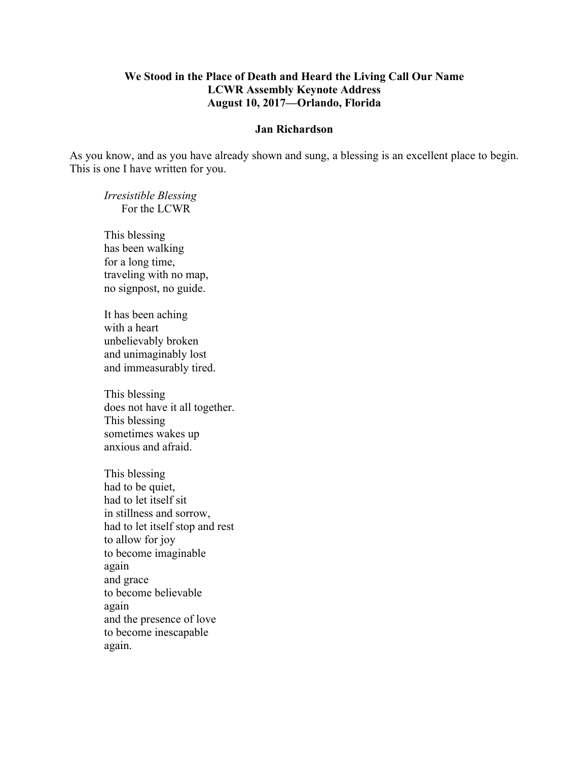# We Stood in the Place of Death and Heard the Living Call Our Name
## LCWR Assembly Keynote Address
## August 10, 2017—Orlando, Florida

**Jan Richardson**

As you know, and as you have already shown and sung, a blessing is an excellent place to begin. This is one I have written for you.

*Irresistible Blessing*
For the LCWR

This blessing
has been walking
for a long time,
traveling with no map,
no signpost, no guide.

It has been aching
with a heart
unbelievably broken
and unimaginably lost
and immeasurably tired.

This blessing
does not have it all together.
This blessing
sometimes wakes up
anxious and afraid.

This blessing
had to be quiet,
had to let itself sit
in stillness and sorrow,
had to let itself stop and rest
to allow for joy
to become imaginable
again
and grace
to become believable
again
and the presence of love
to become inescapable
again.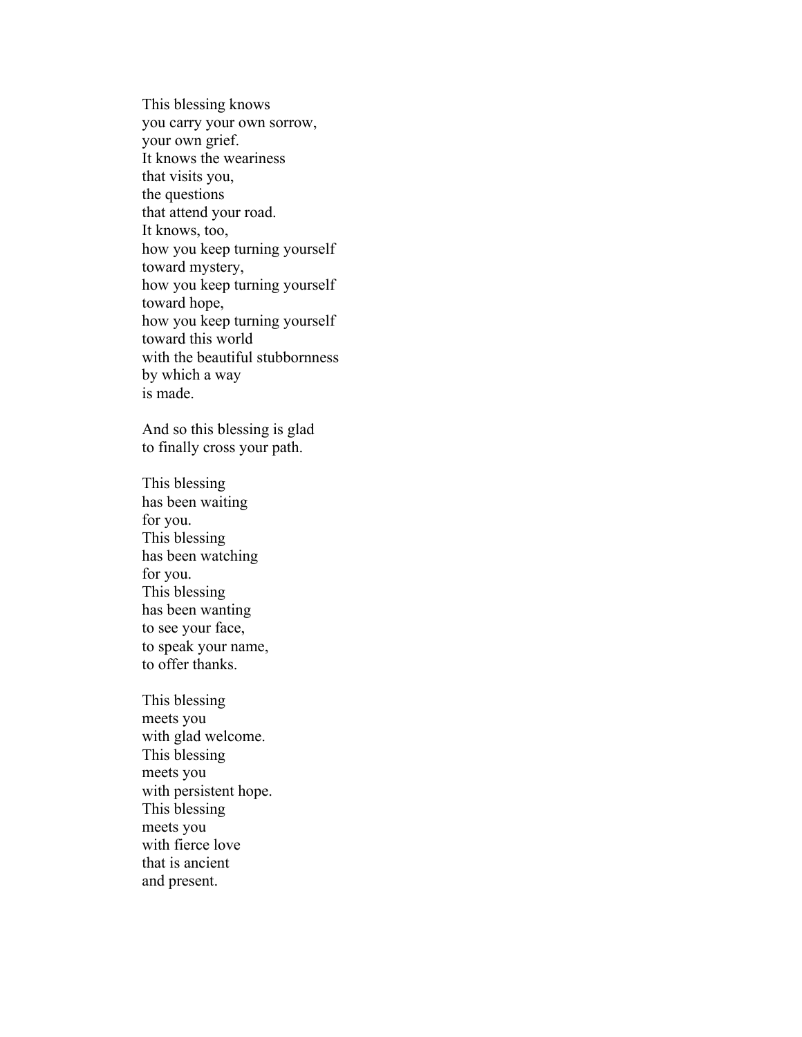This blessing knows  
you carry your own sorrow,  
your own grief.  
It knows the weariness  
that visits you,  
the questions  
that attend your road.  
It knows, too,  
how you keep turning yourself  
toward mystery,  
how you keep turning yourself  
toward hope,  
how you keep turning yourself  
toward this world  
with the beautiful stubbornness  
by which a way  
is made.

And so this blessing is glad  
to finally cross your path.

This blessing  
has been waiting  
for you.  
This blessing  
has been watching  
for you.  
This blessing  
has been wanting  
to see your face,  
to speak your name,  
to offer thanks.

This blessing  
meets you  
with glad welcome.  
This blessing  
meets you  
with persistent hope.  
This blessing  
meets you  
with fierce love  
that is ancient  
and present.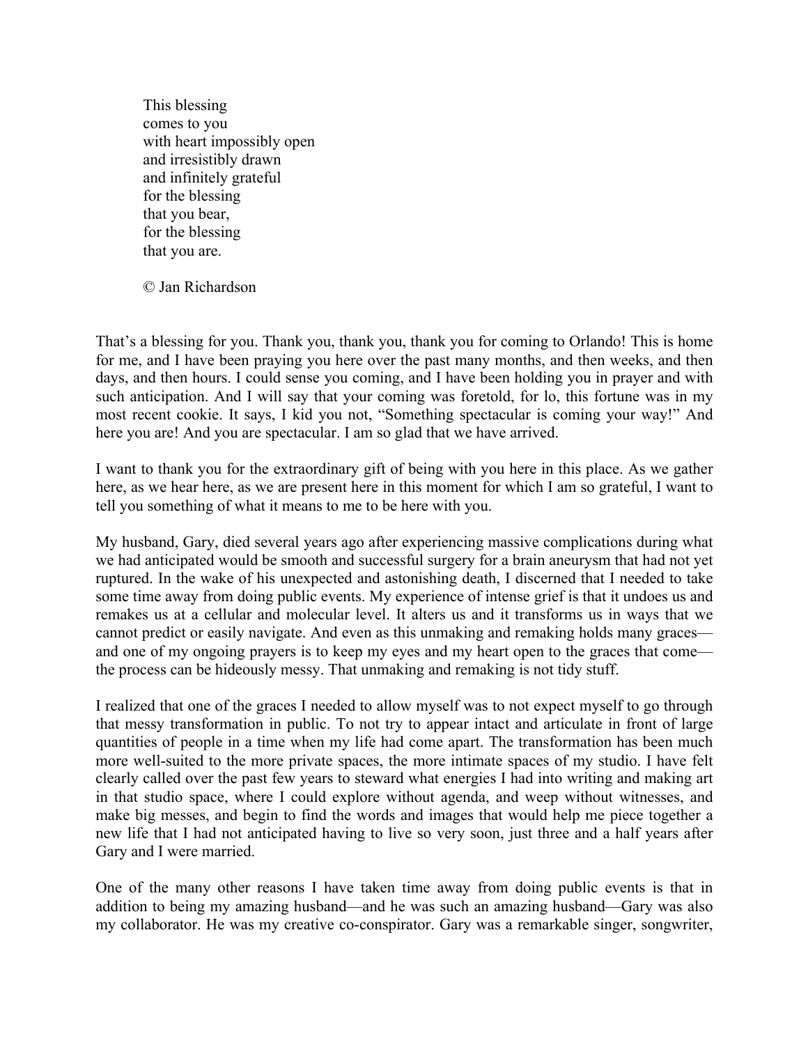This blessing  
comes to you  
with heart impossibly open  
and irresistibly drawn  
and infinitely grateful  
for the blessing  
that you bear,  
for the blessing  
that you are.

© Jan Richardson

That's a blessing for you. Thank you, thank you, thank you for coming to Orlando! This is home for me, and I have been praying you here over the past many months, and then weeks, and then days, and then hours. I could sense you coming, and I have been holding you in prayer and with such anticipation. And I will say that your coming was foretold, for lo, this fortune was in my most recent cookie. It says, I kid you not, "Something spectacular is coming your way!" And here you are! And you are spectacular. I am so glad that we have arrived.

I want to thank you for the extraordinary gift of being with you here in this place. As we gather here, as we hear here, as we are present here in this moment for which I am so grateful, I want to tell you something of what it means to me to be here with you.

My husband, Gary, died several years ago after experiencing massive complications during what we had anticipated would be smooth and successful surgery for a brain aneurysm that had not yet ruptured. In the wake of his unexpected and astonishing death, I discerned that I needed to take some time away from doing public events. My experience of intense grief is that it undoes us and remakes us at a cellular and molecular level. It alters us and it transforms us in ways that we cannot predict or easily navigate. And even as this unmaking and remaking holds many graces—and one of my ongoing prayers is to keep my eyes and my heart open to the graces that come—the process can be hideously messy. That unmaking and remaking is not tidy stuff.

I realized that one of the graces I needed to allow myself was to not expect myself to go through that messy transformation in public. To not try to appear intact and articulate in front of large quantities of people in a time when my life had come apart. The transformation has been much more well-suited to the more private spaces, the more intimate spaces of my studio. I have felt clearly called over the past few years to steward what energies I had into writing and making art in that studio space, where I could explore without agenda, and weep without witnesses, and make big messes, and begin to find the words and images that would help me piece together a new life that I had not anticipated having to live so very soon, just three and a half years after Gary and I were married.

One of the many other reasons I have taken time away from doing public events is that in addition to being my amazing husband—and he was such an amazing husband—Gary was also my collaborator. He was my creative co-conspirator. Gary was a remarkable singer, songwriter,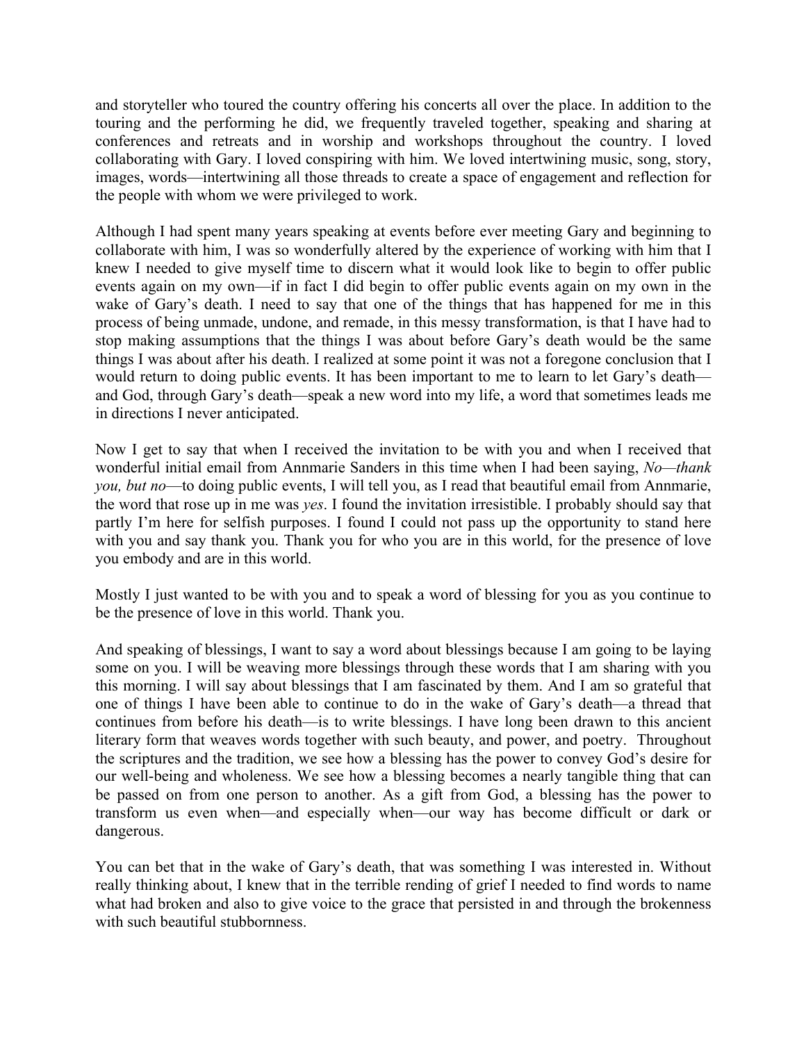and storyteller who toured the country offering his concerts all over the place. In addition to the touring and the performing he did, we frequently traveled together, speaking and sharing at conferences and retreats and in worship and workshops throughout the country. I loved collaborating with Gary. I loved conspiring with him. We loved intertwining music, song, story, images, words—intertwining all those threads to create a space of engagement and reflection for the people with whom we were privileged to work.

Although I had spent many years speaking at events before ever meeting Gary and beginning to collaborate with him, I was so wonderfully altered by the experience of working with him that I knew I needed to give myself time to discern what it would look like to begin to offer public events again on my own—if in fact I did begin to offer public events again on my own in the wake of Gary's death. I need to say that one of the things that has happened for me in this process of being unmade, undone, and remade, in this messy transformation, is that I have had to stop making assumptions that the things I was about before Gary's death would be the same things I was about after his death. I realized at some point it was not a foregone conclusion that I would return to doing public events. It has been important to me to learn to let Gary's death—and God, through Gary's death—speak a new word into my life, a word that sometimes leads me in directions I never anticipated.

Now I get to say that when I received the invitation to be with you and when I received that wonderful initial email from Annmarie Sanders in this time when I had been saying, *No—thank you, but no*—to doing public events, I will tell you, as I read that beautiful email from Annmarie, the word that rose up in me was *yes*. I found the invitation irresistible. I probably should say that partly I'm here for selfish purposes. I found I could not pass up the opportunity to stand here with you and say thank you. Thank you for who you are in this world, for the presence of love you embody and are in this world.

Mostly I just wanted to be with you and to speak a word of blessing for you as you continue to be the presence of love in this world. Thank you.

And speaking of blessings, I want to say a word about blessings because I am going to be laying some on you. I will be weaving more blessings through these words that I am sharing with you this morning. I will say about blessings that I am fascinated by them. And I am so grateful that one of things I have been able to continue to do in the wake of Gary's death—a thread that continues from before his death—is to write blessings. I have long been drawn to this ancient literary form that weaves words together with such beauty, and power, and poetry. Throughout the scriptures and the tradition, we see how a blessing has the power to convey God's desire for our well-being and wholeness. We see how a blessing becomes a nearly tangible thing that can be passed on from one person to another. As a gift from God, a blessing has the power to transform us even when—and especially when—our way has become difficult or dark or dangerous.

You can bet that in the wake of Gary's death, that was something I was interested in. Without really thinking about, I knew that in the terrible rending of grief I needed to find words to name what had broken and also to give voice to the grace that persisted in and through the brokenness with such beautiful stubbornness.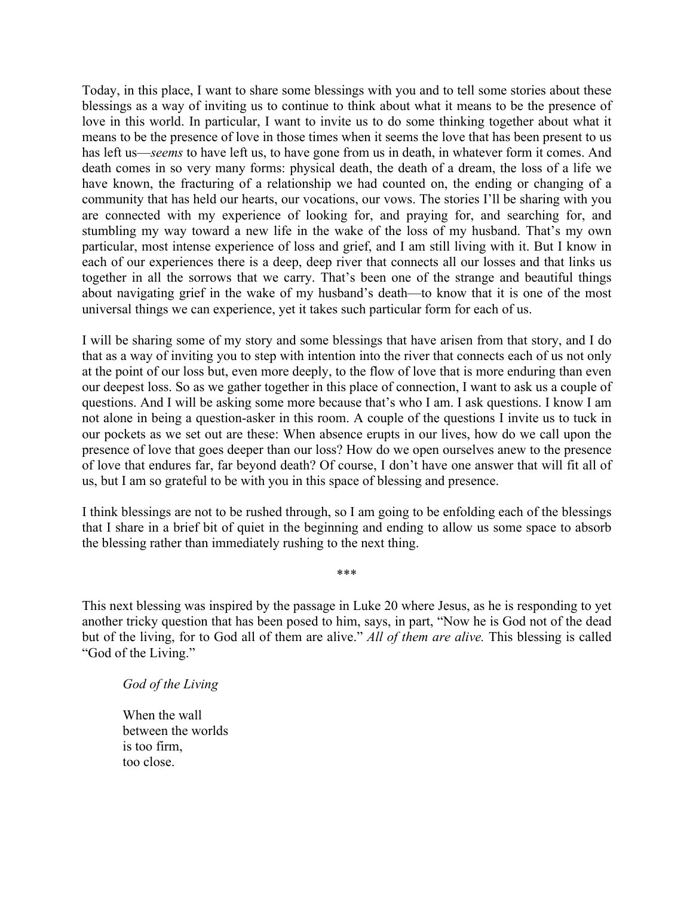Today, in this place, I want to share some blessings with you and to tell some stories about these blessings as a way of inviting us to continue to think about what it means to be the presence of love in this world. In particular, I want to invite us to do some thinking together about what it means to be the presence of love in those times when it seems the love that has been present to us has left us—*seems* to have left us, to have gone from us in death, in whatever form it comes. And death comes in so very many forms: physical death, the death of a dream, the loss of a life we have known, the fracturing of a relationship we had counted on, the ending or changing of a community that has held our hearts, our vocations, our vows. The stories I'll be sharing with you are connected with my experience of looking for, and praying for, and searching for, and stumbling my way toward a new life in the wake of the loss of my husband. That's my own particular, most intense experience of loss and grief, and I am still living with it. But I know in each of our experiences there is a deep, deep river that connects all our losses and that links us together in all the sorrows that we carry. That's been one of the strange and beautiful things about navigating grief in the wake of my husband's death—to know that it is one of the most universal things we can experience, yet it takes such particular form for each of us.

I will be sharing some of my story and some blessings that have arisen from that story, and I do that as a way of inviting you to step with intention into the river that connects each of us not only at the point of our loss but, even more deeply, to the flow of love that is more enduring than even our deepest loss. So as we gather together in this place of connection, I want to ask us a couple of questions. And I will be asking some more because that's who I am. I ask questions. I know I am not alone in being a question-asker in this room. A couple of the questions I invite us to tuck in our pockets as we set out are these: When absence erupts in our lives, how do we call upon the presence of love that goes deeper than our loss? How do we open ourselves anew to the presence of love that endures far, far beyond death? Of course, I don't have one answer that will fit all of us, but I am so grateful to be with you in this space of blessing and presence.

I think blessings are not to be rushed through, so I am going to be enfolding each of the blessings that I share in a brief bit of quiet in the beginning and ending to allow us some space to absorb the blessing rather than immediately rushing to the next thing.

***

This next blessing was inspired by the passage in Luke 20 where Jesus, as he is responding to yet another tricky question that has been posed to him, says, in part, "Now he is God not of the dead but of the living, for to God all of them are alive." *All of them are alive.* This blessing is called "God of the Living."

> *God of the Living*
>
> When the wall  
> between the worlds  
> is too firm,  
> too close.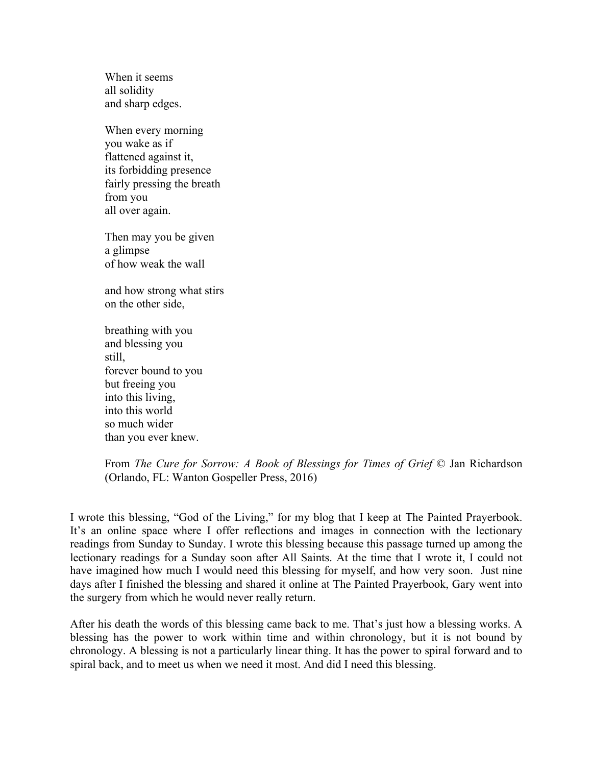When it seems  
all solidity  
and sharp edges.

When every morning  
you wake as if  
flattened against it,  
its forbidding presence  
fairly pressing the breath  
from you  
all over again.

Then may you be given  
a glimpse  
of how weak the wall

and how strong what stirs  
on the other side,

breathing with you  
and blessing you  
still,  
forever bound to you  
but freeing you  
into this living,  
into this world  
so much wider  
than you ever knew.

From *The Cure for Sorrow: A Book of Blessings for Times of Grief* © Jan Richardson (Orlando, FL: Wanton Gospeller Press, 2016)

I wrote this blessing, "God of the Living," for my blog that I keep at The Painted Prayerbook. It's an online space where I offer reflections and images in connection with the lectionary readings from Sunday to Sunday. I wrote this blessing because this passage turned up among the lectionary readings for a Sunday soon after All Saints. At the time that I wrote it, I could not have imagined how much I would need this blessing for myself, and how very soon. Just nine days after I finished the blessing and shared it online at The Painted Prayerbook, Gary went into the surgery from which he would never really return.

After his death the words of this blessing came back to me. That's just how a blessing works. A blessing has the power to work within time and within chronology, but it is not bound by chronology. A blessing is not a particularly linear thing. It has the power to spiral forward and to spiral back, and to meet us when we need it most. And did I need this blessing.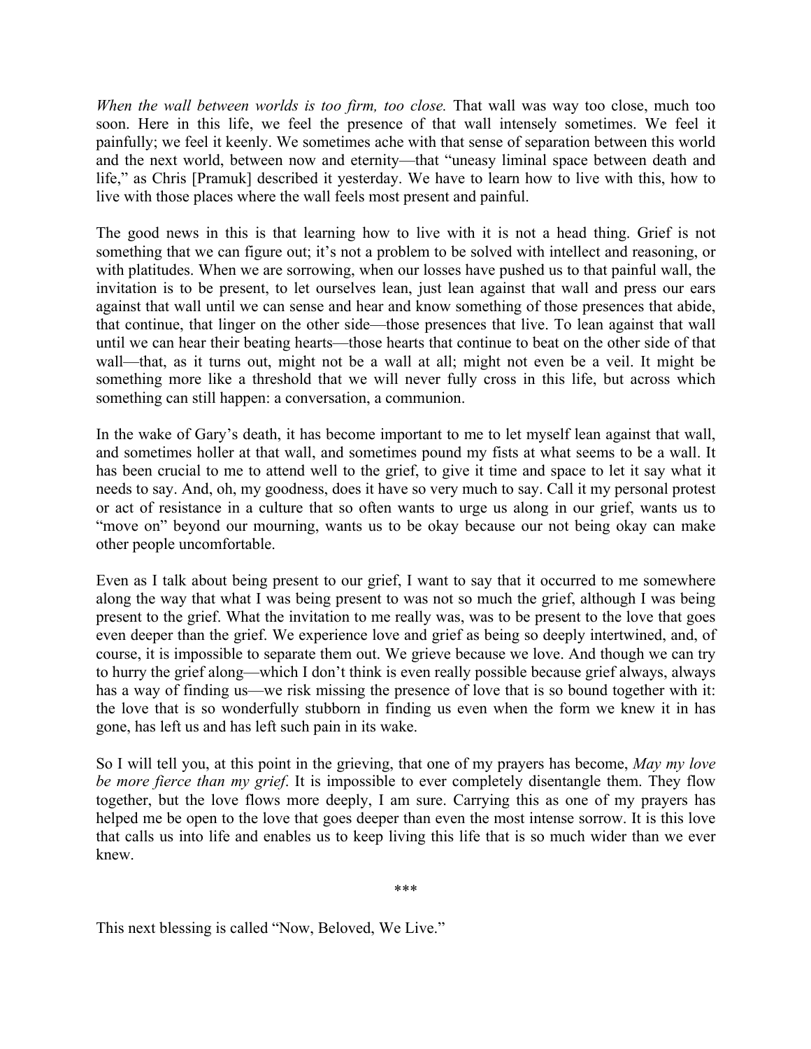*When the wall between worlds is too firm, too close.* That wall was way too close, much too soon. Here in this life, we feel the presence of that wall intensely sometimes. We feel it painfully; we feel it keenly. We sometimes ache with that sense of separation between this world and the next world, between now and eternity—that "uneasy liminal space between death and life," as Chris [Pramuk] described it yesterday. We have to learn how to live with this, how to live with those places where the wall feels most present and painful.

The good news in this is that learning how to live with it is not a head thing. Grief is not something that we can figure out; it's not a problem to be solved with intellect and reasoning, or with platitudes. When we are sorrowing, when our losses have pushed us to that painful wall, the invitation is to be present, to let ourselves lean, just lean against that wall and press our ears against that wall until we can sense and hear and know something of those presences that abide, that continue, that linger on the other side—those presences that live. To lean against that wall until we can hear their beating hearts—those hearts that continue to beat on the other side of that wall—that, as it turns out, might not be a wall at all; might not even be a veil. It might be something more like a threshold that we will never fully cross in this life, but across which something can still happen: a conversation, a communion.

In the wake of Gary's death, it has become important to me to let myself lean against that wall, and sometimes holler at that wall, and sometimes pound my fists at what seems to be a wall. It has been crucial to me to attend well to the grief, to give it time and space to let it say what it needs to say. And, oh, my goodness, does it have so very much to say. Call it my personal protest or act of resistance in a culture that so often wants to urge us along in our grief, wants us to "move on" beyond our mourning, wants us to be okay because our not being okay can make other people uncomfortable.

Even as I talk about being present to our grief, I want to say that it occurred to me somewhere along the way that what I was being present to was not so much the grief, although I was being present to the grief. What the invitation to me really was, was to be present to the love that goes even deeper than the grief. We experience love and grief as being so deeply intertwined, and, of course, it is impossible to separate them out. We grieve because we love. And though we can try to hurry the grief along—which I don't think is even really possible because grief always, always has a way of finding us—we risk missing the presence of love that is so bound together with it: the love that is so wonderfully stubborn in finding us even when the form we knew it in has gone, has left us and has left such pain in its wake.

So I will tell you, at this point in the grieving, that one of my prayers has become, *May my love be more fierce than my grief*. It is impossible to ever completely disentangle them. They flow together, but the love flows more deeply, I am sure. Carrying this as one of my prayers has helped me be open to the love that goes deeper than even the most intense sorrow. It is this love that calls us into life and enables us to keep living this life that is so much wider than we ever knew.

\*\*\*

This next blessing is called "Now, Beloved, We Live."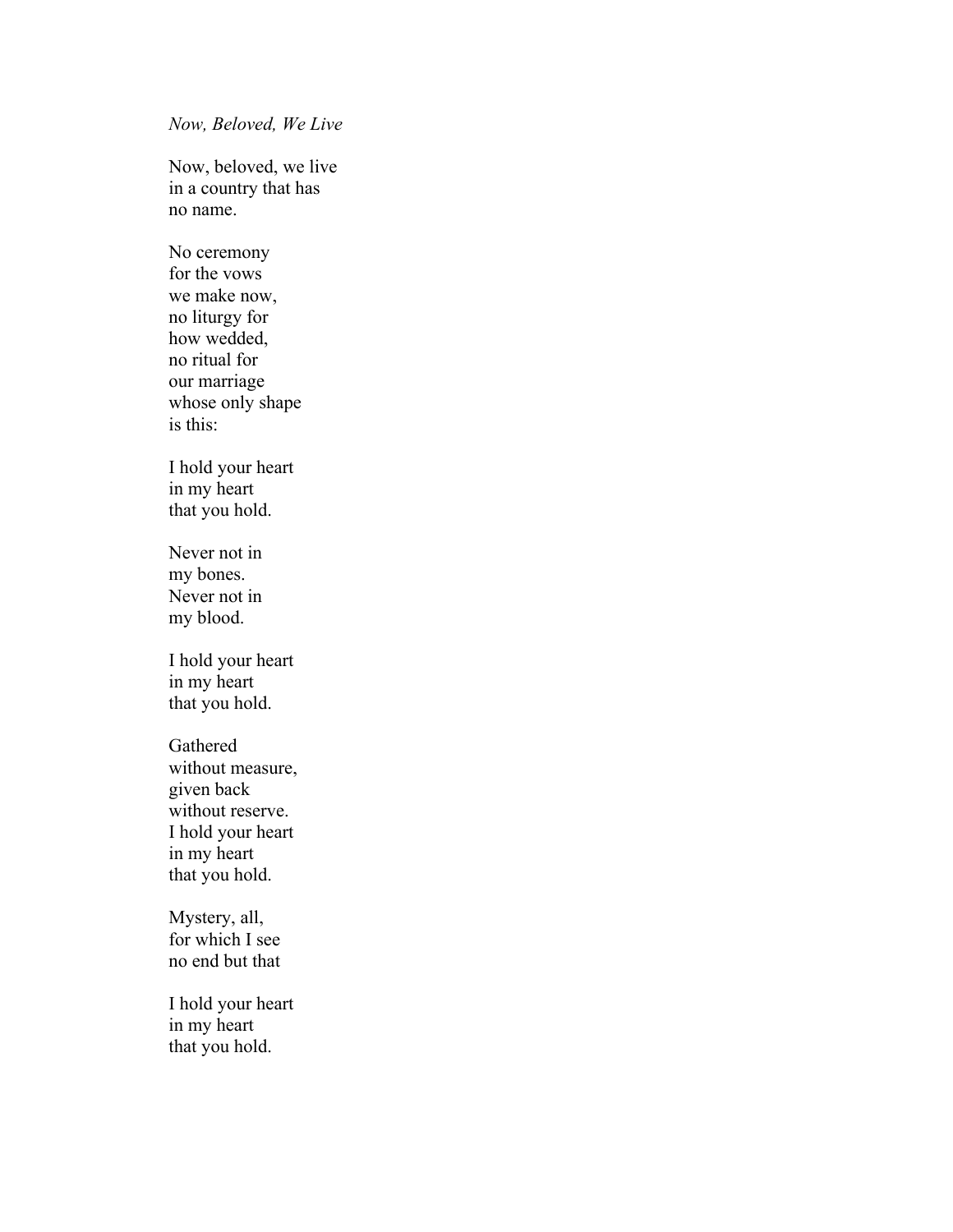*Now, Beloved, We Live*

Now, beloved, we live  
in a country that has  
no name.

No ceremony  
for the vows  
we make now,  
no liturgy for  
how wedded,  
no ritual for  
our marriage  
whose only shape  
is this:

I hold your heart  
in my heart  
that you hold.

Never not in  
my bones.  
Never not in  
my blood.

I hold your heart  
in my heart  
that you hold.

Gathered  
without measure,  
given back  
without reserve.  
I hold your heart  
in my heart  
that you hold.

Mystery, all,  
for which I see  
no end but that

I hold your heart  
in my heart  
that you hold.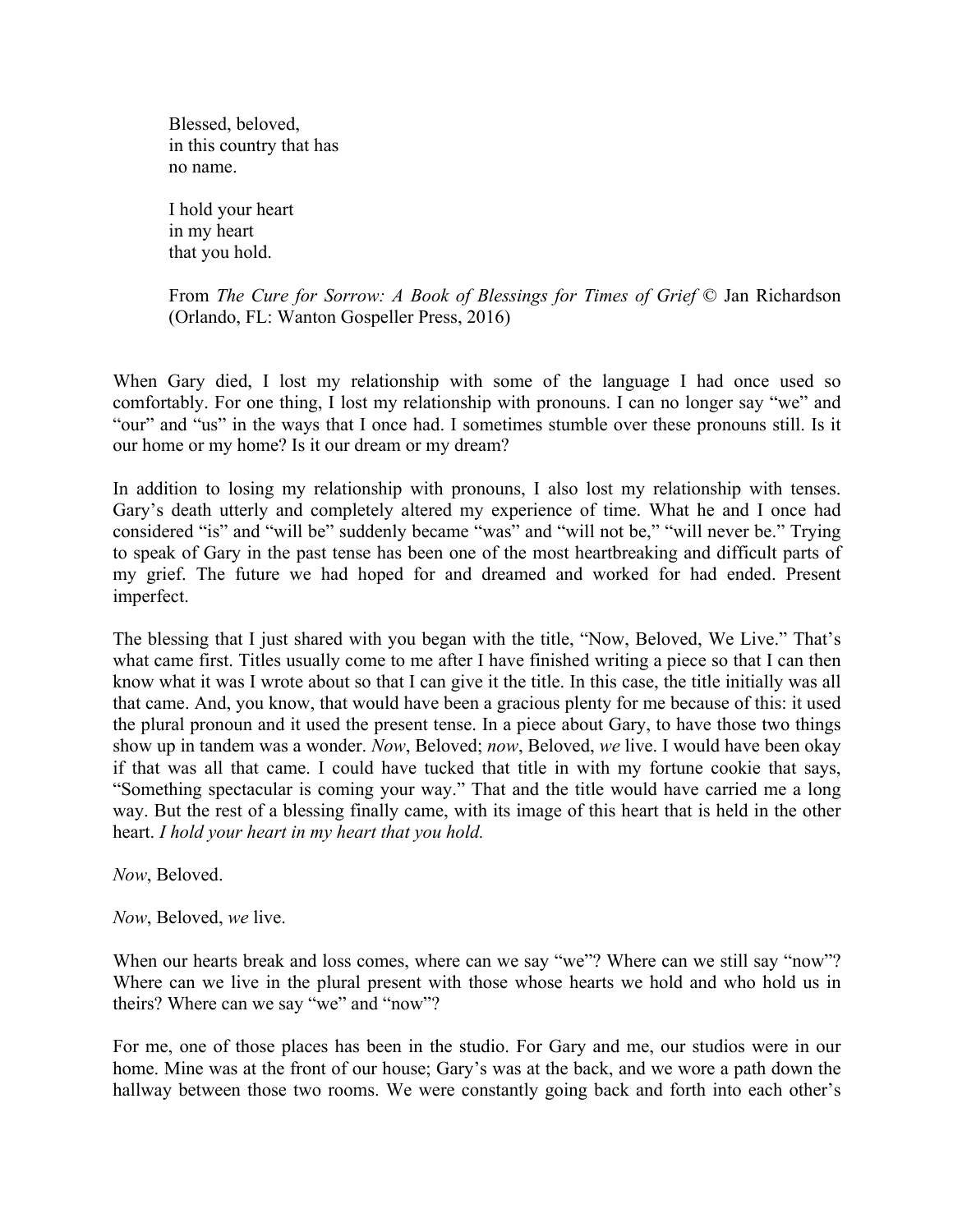Blessed, beloved,  
in this country that has  
no name.

I hold your heart  
in my heart  
that you hold.

From *The Cure for Sorrow: A Book of Blessings for Times of Grief* © Jan Richardson (Orlando, FL: Wanton Gospeller Press, 2016)

When Gary died, I lost my relationship with some of the language I had once used so comfortably. For one thing, I lost my relationship with pronouns. I can no longer say "we" and "our" and "us" in the ways that I once had. I sometimes stumble over these pronouns still. Is it our home or my home? Is it our dream or my dream?

In addition to losing my relationship with pronouns, I also lost my relationship with tenses. Gary's death utterly and completely altered my experience of time. What he and I once had considered "is" and "will be" suddenly became "was" and "will not be," "will never be." Trying to speak of Gary in the past tense has been one of the most heartbreaking and difficult parts of my grief. The future we had hoped for and dreamed and worked for had ended. Present imperfect.

The blessing that I just shared with you began with the title, "Now, Beloved, We Live." That's what came first. Titles usually come to me after I have finished writing a piece so that I can then know what it was I wrote about so that I can give it the title. In this case, the title initially was all that came. And, you know, that would have been a gracious plenty for me because of this: it used the plural pronoun and it used the present tense. In a piece about Gary, to have those two things show up in tandem was a wonder. *Now*, Beloved; *now*, Beloved, *we* live. I would have been okay if that was all that came. I could have tucked that title in with my fortune cookie that says, "Something spectacular is coming your way." That and the title would have carried me a long way. But the rest of a blessing finally came, with its image of this heart that is held in the other heart. *I hold your heart in my heart that you hold.*

*Now*, Beloved.

*Now*, Beloved, *we* live.

When our hearts break and loss comes, where can we say "we"? Where can we still say "now"? Where can we live in the plural present with those whose hearts we hold and who hold us in theirs? Where can we say "we" and "now"?

For me, one of those places has been in the studio. For Gary and me, our studios were in our home. Mine was at the front of our house; Gary's was at the back, and we wore a path down the hallway between those two rooms. We were constantly going back and forth into each other's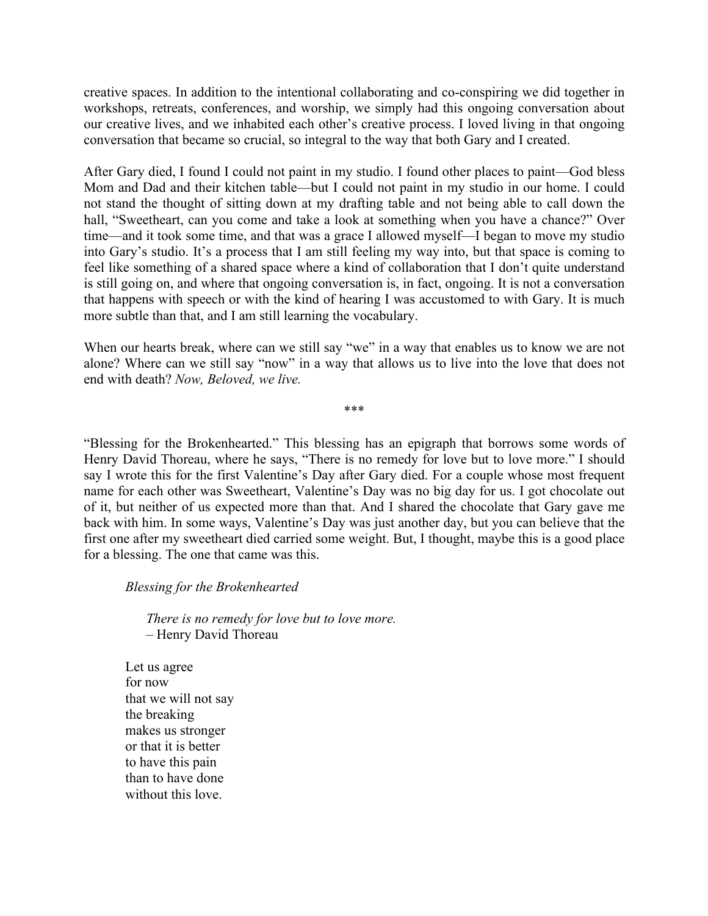creative spaces. In addition to the intentional collaborating and co-conspiring we did together in workshops, retreats, conferences, and worship, we simply had this ongoing conversation about our creative lives, and we inhabited each other's creative process. I loved living in that ongoing conversation that became so crucial, so integral to the way that both Gary and I created.

After Gary died, I found I could not paint in my studio. I found other places to paint—God bless Mom and Dad and their kitchen table—but I could not paint in my studio in our home. I could not stand the thought of sitting down at my drafting table and not being able to call down the hall, "Sweetheart, can you come and take a look at something when you have a chance?" Over time—and it took some time, and that was a grace I allowed myself—I began to move my studio into Gary's studio. It's a process that I am still feeling my way into, but that space is coming to feel like something of a shared space where a kind of collaboration that I don't quite understand is still going on, and where that ongoing conversation is, in fact, ongoing. It is not a conversation that happens with speech or with the kind of hearing I was accustomed to with Gary. It is much more subtle than that, and I am still learning the vocabulary.

When our hearts break, where can we still say "we" in a way that enables us to know we are not alone? Where can we still say "now" in a way that allows us to live into the love that does not end with death? *Now, Beloved, we live.*

\*\*\*

"Blessing for the Brokenhearted." This blessing has an epigraph that borrows some words of Henry David Thoreau, where he says, "There is no remedy for love but to love more." I should say I wrote this for the first Valentine's Day after Gary died. For a couple whose most frequent name for each other was Sweetheart, Valentine's Day was no big day for us. I got chocolate out of it, but neither of us expected more than that. And I shared the chocolate that Gary gave me back with him. In some ways, Valentine's Day was just another day, but you can believe that the first one after my sweetheart died carried some weight. But, I thought, maybe this is a good place for a blessing. The one that came was this.

*Blessing for the Brokenhearted*

> *There is no remedy for love but to love more.*
> – Henry David Thoreau

Let us agree  
for now  
that we will not say  
the breaking  
makes us stronger  
or that it is better  
to have this pain  
than to have done  
without this love.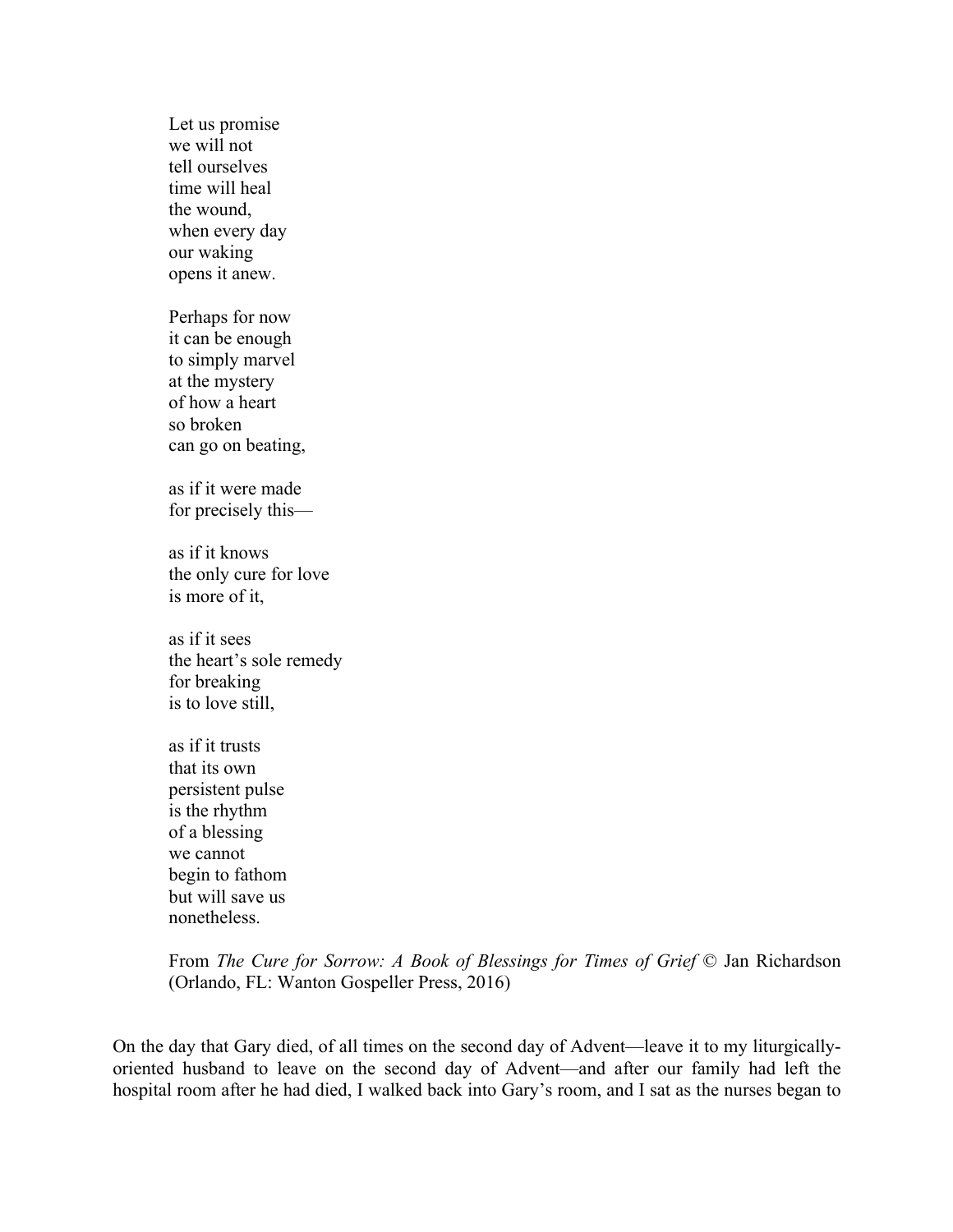Let us promise  
we will not  
tell ourselves  
time will heal  
the wound,  
when every day  
our waking  
opens it anew.

Perhaps for now  
it can be enough  
to simply marvel  
at the mystery  
of how a heart  
so broken  
can go on beating,

as if it were made  
for precisely this—

as if it knows  
the only cure for love  
is more of it,

as if it sees  
the heart's sole remedy  
for breaking  
is to love still,

as if it trusts  
that its own  
persistent pulse  
is the rhythm  
of a blessing  
we cannot  
begin to fathom  
but will save us  
nonetheless.

From *The Cure for Sorrow: A Book of Blessings for Times of Grief* © Jan Richardson (Orlando, FL: Wanton Gospeller Press, 2016)

On the day that Gary died, of all times on the second day of Advent—leave it to my liturgically-oriented husband to leave on the second day of Advent—and after our family had left the hospital room after he had died, I walked back into Gary's room, and I sat as the nurses began to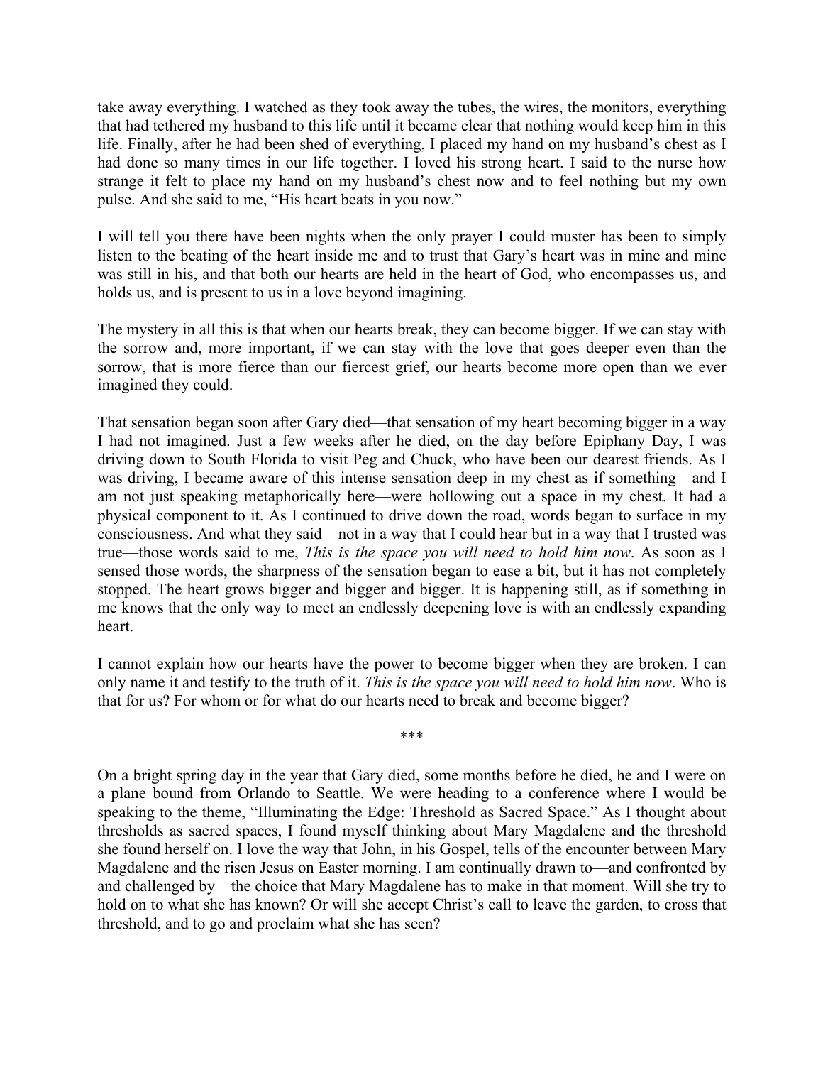take away everything. I watched as they took away the tubes, the wires, the monitors, everything that had tethered my husband to this life until it became clear that nothing would keep him in this life. Finally, after he had been shed of everything, I placed my hand on my husband's chest as I had done so many times in our life together. I loved his strong heart. I said to the nurse how strange it felt to place my hand on my husband's chest now and to feel nothing but my own pulse. And she said to me, "His heart beats in you now."

I will tell you there have been nights when the only prayer I could muster has been to simply listen to the beating of the heart inside me and to trust that Gary's heart was in mine and mine was still in his, and that both our hearts are held in the heart of God, who encompasses us, and holds us, and is present to us in a love beyond imagining.

The mystery in all this is that when our hearts break, they can become bigger. If we can stay with the sorrow and, more important, if we can stay with the love that goes deeper even than the sorrow, that is more fierce than our fiercest grief, our hearts become more open than we ever imagined they could.

That sensation began soon after Gary died—that sensation of my heart becoming bigger in a way I had not imagined. Just a few weeks after he died, on the day before Epiphany Day, I was driving down to South Florida to visit Peg and Chuck, who have been our dearest friends. As I was driving, I became aware of this intense sensation deep in my chest as if something—and I am not just speaking metaphorically here—were hollowing out a space in my chest. It had a physical component to it. As I continued to drive down the road, words began to surface in my consciousness. And what they said—not in a way that I could hear but in a way that I trusted was true—those words said to me, *This is the space you will need to hold him now*. As soon as I sensed those words, the sharpness of the sensation began to ease a bit, but it has not completely stopped. The heart grows bigger and bigger and bigger. It is happening still, as if something in me knows that the only way to meet an endlessly deepening love is with an endlessly expanding heart.

I cannot explain how our hearts have the power to become bigger when they are broken. I can only name it and testify to the truth of it. *This is the space you will need to hold him now*. Who is that for us? For whom or for what do our hearts need to break and become bigger?

***

On a bright spring day in the year that Gary died, some months before he died, he and I were on a plane bound from Orlando to Seattle. We were heading to a conference where I would be speaking to the theme, "Illuminating the Edge: Threshold as Sacred Space." As I thought about thresholds as sacred spaces, I found myself thinking about Mary Magdalene and the threshold she found herself on. I love the way that John, in his Gospel, tells of the encounter between Mary Magdalene and the risen Jesus on Easter morning. I am continually drawn to—and confronted by and challenged by—the choice that Mary Magdalene has to make in that moment. Will she try to hold on to what she has known? Or will she accept Christ's call to leave the garden, to cross that threshold, and to go and proclaim what she has seen?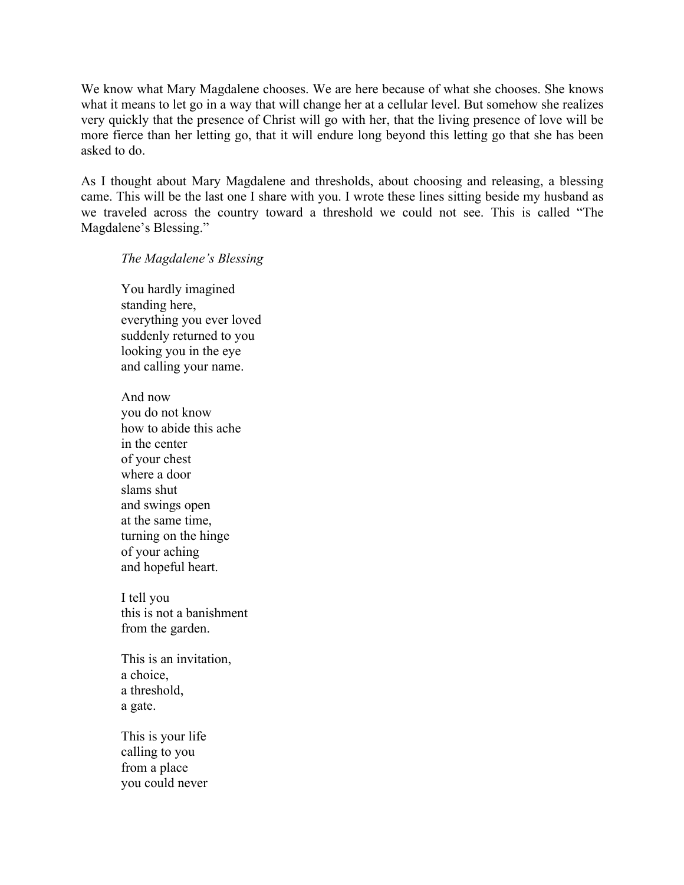We know what Mary Magdalene chooses. We are here because of what she chooses. She knows what it means to let go in a way that will change her at a cellular level. But somehow she realizes very quickly that the presence of Christ will go with her, that the living presence of love will be more fierce than her letting go, that it will endure long beyond this letting go that she has been asked to do.

As I thought about Mary Magdalene and thresholds, about choosing and releasing, a blessing came. This will be the last one I share with you. I wrote these lines sitting beside my husband as we traveled across the country toward a threshold we could not see. This is called "The Magdalene's Blessing."

> *The Magdalene's Blessing*
>
> You hardly imagined
> standing here,
> everything you ever loved
> suddenly returned to you
> looking you in the eye
> and calling your name.
>
> And now
> you do not know
> how to abide this ache
> in the center
> of your chest
> where a door
> slams shut
> and swings open
> at the same time,
> turning on the hinge
> of your aching
> and hopeful heart.
>
> I tell you
> this is not a banishment
> from the garden.
>
> This is an invitation,
> a choice,
> a threshold,
> a gate.
>
> This is your life
> calling to you
> from a place
> you could never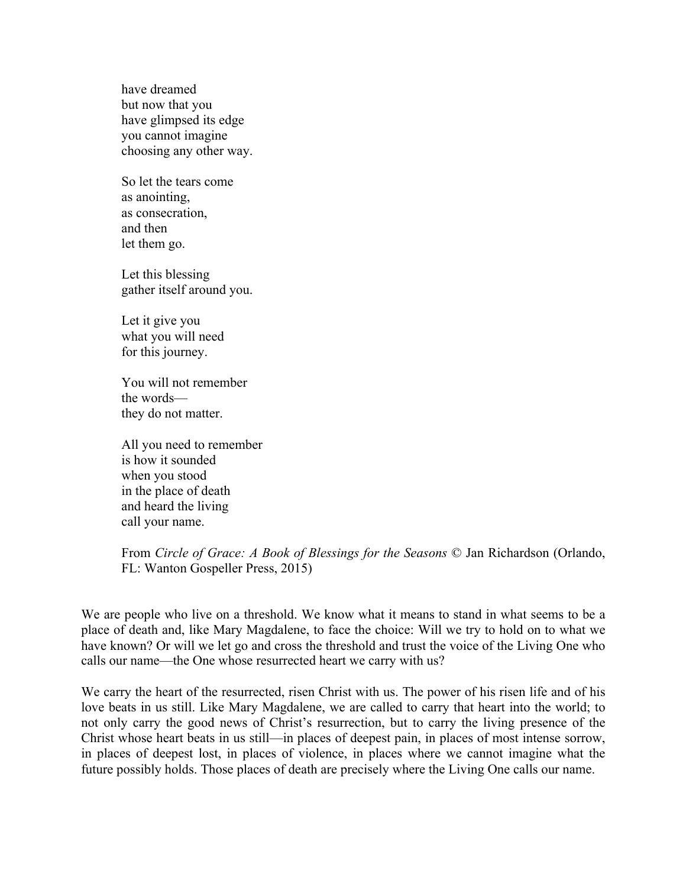have dreamed  
but now that you  
have glimpsed its edge  
you cannot imagine  
choosing any other way.

So let the tears come  
as anointing,  
as consecration,  
and then  
let them go.

Let this blessing  
gather itself around you.

Let it give you  
what you will need  
for this journey.

You will not remember  
the words—  
they do not matter.

All you need to remember  
is how it sounded  
when you stood  
in the place of death  
and heard the living  
call your name.

From *Circle of Grace: A Book of Blessings for the Seasons* © Jan Richardson (Orlando, FL: Wanton Gospeller Press, 2015)

We are people who live on a threshold. We know what it means to stand in what seems to be a place of death and, like Mary Magdalene, to face the choice: Will we try to hold on to what we have known? Or will we let go and cross the threshold and trust the voice of the Living One who calls our name—the One whose resurrected heart we carry with us?

We carry the heart of the resurrected, risen Christ with us. The power of his risen life and of his love beats in us still. Like Mary Magdalene, we are called to carry that heart into the world; to not only carry the good news of Christ's resurrection, but to carry the living presence of the Christ whose heart beats in us still—in places of deepest pain, in places of most intense sorrow, in places of deepest lost, in places of violence, in places where we cannot imagine what the future possibly holds. Those places of death are precisely where the Living One calls our name.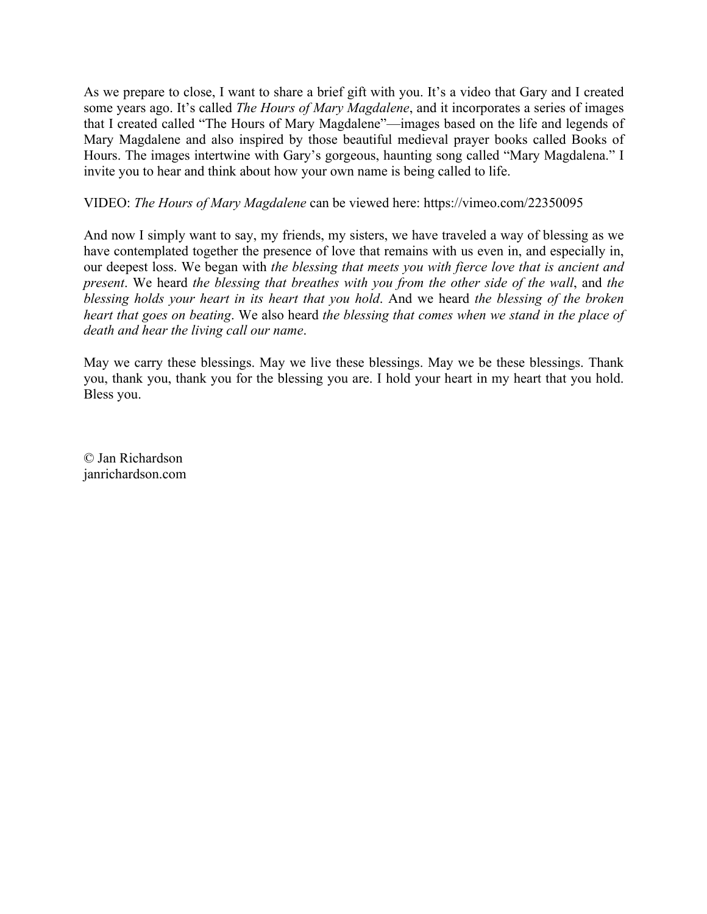As we prepare to close, I want to share a brief gift with you. It's a video that Gary and I created some years ago. It's called *The Hours of Mary Magdalene*, and it incorporates a series of images that I created called "The Hours of Mary Magdalene"—images based on the life and legends of Mary Magdalene and also inspired by those beautiful medieval prayer books called Books of Hours. The images intertwine with Gary's gorgeous, haunting song called "Mary Magdalena." I invite you to hear and think about how your own name is being called to life.

VIDEO: *The Hours of Mary Magdalene* can be viewed here: https://vimeo.com/22350095

And now I simply want to say, my friends, my sisters, we have traveled a way of blessing as we have contemplated together the presence of love that remains with us even in, and especially in, our deepest loss. We began with *the blessing that meets you with fierce love that is ancient and present*. We heard *the blessing that breathes with you from the other side of the wall*, and *the blessing holds your heart in its heart that you hold*. And we heard *the blessing of the broken heart that goes on beating*. We also heard *the blessing that comes when we stand in the place of death and hear the living call our name*.

May we carry these blessings. May we live these blessings. May we be these blessings. Thank you, thank you, thank you for the blessing you are. I hold your heart in my heart that you hold. Bless you.

© Jan Richardson
janrichardson.com